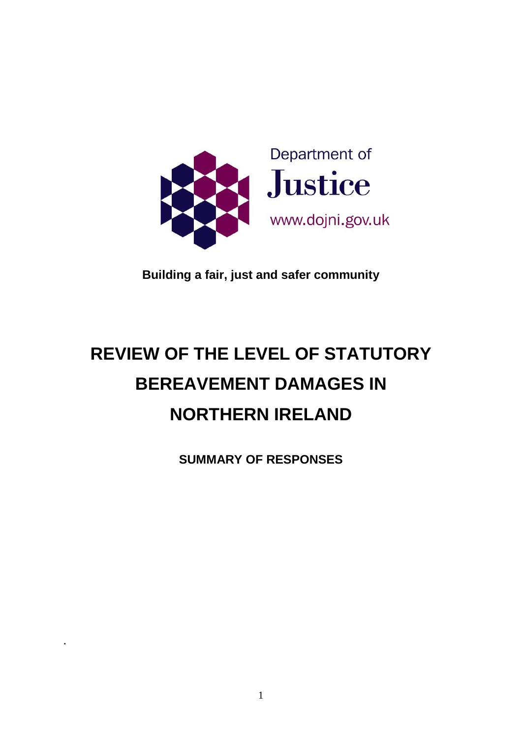Department of Justice

www.dojni.gov.uk

**Building a fair, just and safer community**

# REVIEW OF THE LEVEL OF STATUTORY BEREAVEMENT DAMAGES IN NORTHERN IRELAND

**SUMMARY OF RESPONSES**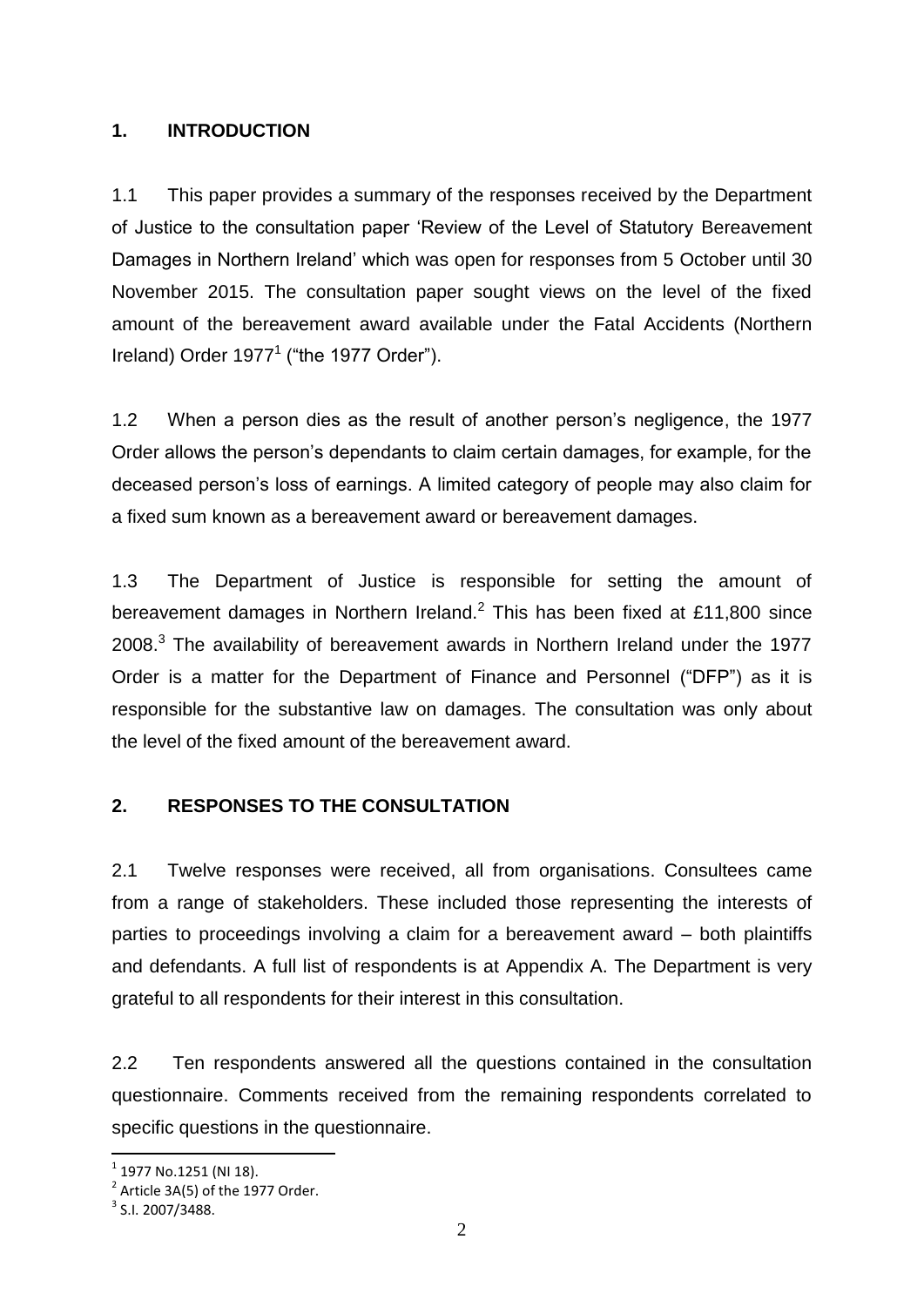## 1. INTRODUCTION

1.1 This paper provides a summary of the responses received by the Department of Justice to the consultation paper 'Review of the Level of Statutory Bereavement Damages in Northern Ireland' which was open for responses from 5 October until 30 November 2015. The consultation paper sought views on the level of the fixed amount of the bereavement award available under the Fatal Accidents (Northern Ireland) Order 1977[1] ("the 1977 Order").

1.2 When a person dies as the result of another person's negligence, the 1977 Order allows the person's dependants to claim certain damages, for example, for the deceased person's loss of earnings. A limited category of people may also claim for a fixed sum known as a bereavement award or bereavement damages.

1.3 The Department of Justice is responsible for setting the amount of bereavement damages in Northern Ireland.[2] This has been fixed at £11,800 since 2008.[3] The availability of bereavement awards in Northern Ireland under the 1977 Order is a matter for the Department of Finance and Personnel ("DFP") as it is responsible for the substantive law on damages. The consultation was only about the level of the fixed amount of the bereavement award.

## 2. RESPONSES TO THE CONSULTATION

2.1 Twelve responses were received, all from organisations. Consultees came from a range of stakeholders. These included those representing the interests of parties to proceedings involving a claim for a bereavement award – both plaintiffs and defendants. A full list of respondents is at Appendix A. The Department is very grateful to all respondents for their interest in this consultation.

2.2 Ten respondents answered all the questions contained in the consultation questionnaire. Comments received from the remaining respondents correlated to specific questions in the questionnaire.

---

[1] 1977 No.1251 (NI 18).

[2] Article 3A(5) of the 1977 Order.

[3] S.I. 2007/3488.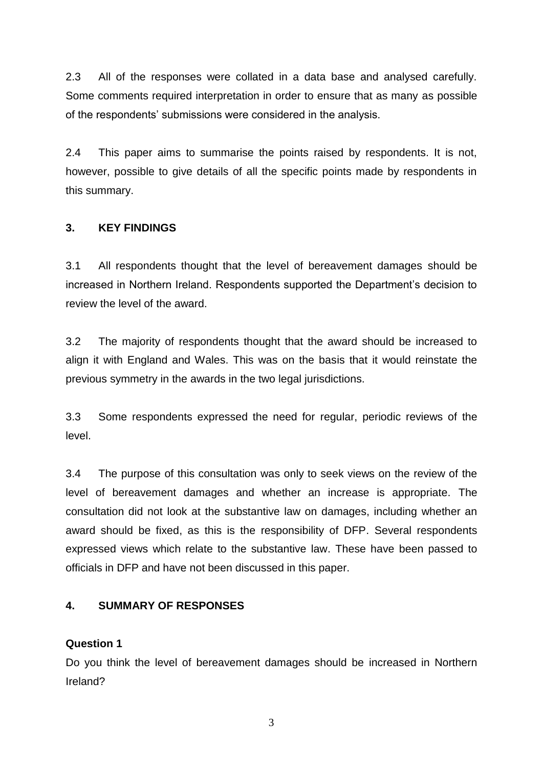2.3 All of the responses were collated in a data base and analysed carefully. Some comments required interpretation in order to ensure that as many as possible of the respondents' submissions were considered in the analysis.

2.4 This paper aims to summarise the points raised by respondents. It is not, however, possible to give details of all the specific points made by respondents in this summary.

## 3. KEY FINDINGS

3.1 All respondents thought that the level of bereavement damages should be increased in Northern Ireland. Respondents supported the Department's decision to review the level of the award.

3.2 The majority of respondents thought that the award should be increased to align it with England and Wales. This was on the basis that it would reinstate the previous symmetry in the awards in the two legal jurisdictions.

3.3 Some respondents expressed the need for regular, periodic reviews of the level.

3.4 The purpose of this consultation was only to seek views on the review of the level of bereavement damages and whether an increase is appropriate. The consultation did not look at the substantive law on damages, including whether an award should be fixed, as this is the responsibility of DFP. Several respondents expressed views which relate to the substantive law. These have been passed to officials in DFP and have not been discussed in this paper.

## 4. SUMMARY OF RESPONSES

### Question 1

Do you think the level of bereavement damages should be increased in Northern Ireland?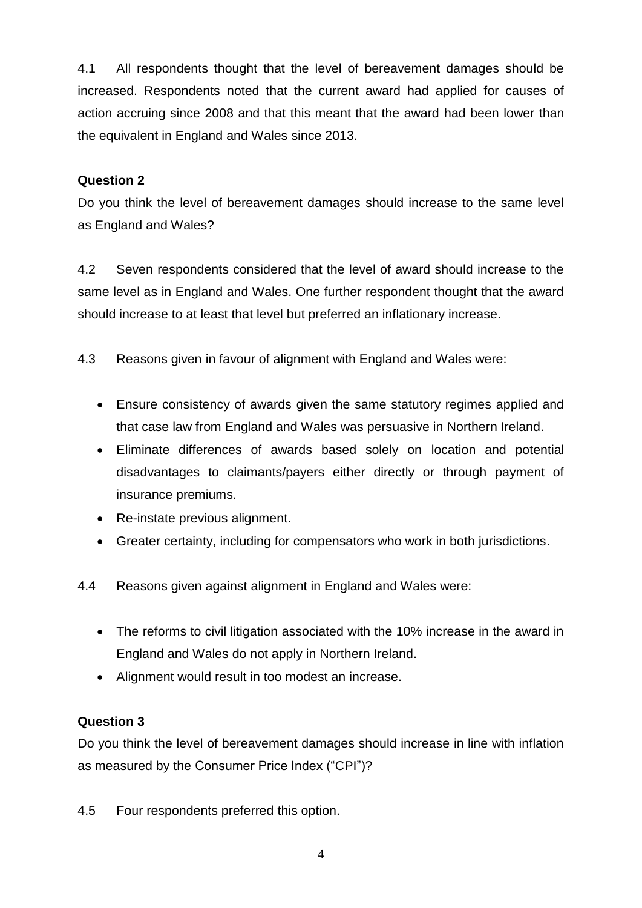4.1 All respondents thought that the level of bereavement damages should be increased. Respondents noted that the current award had applied for causes of action accruing since 2008 and that this meant that the award had been lower than the equivalent in England and Wales since 2013.

**Question 2**

Do you think the level of bereavement damages should increase to the same level as England and Wales?

4.2 Seven respondents considered that the level of award should increase to the same level as in England and Wales. One further respondent thought that the award should increase to at least that level but preferred an inflationary increase.

4.3 Reasons given in favour of alignment with England and Wales were:

- Ensure consistency of awards given the same statutory regimes applied and that case law from England and Wales was persuasive in Northern Ireland.
- Eliminate differences of awards based solely on location and potential disadvantages to claimants/payers either directly or through payment of insurance premiums.
- Re-instate previous alignment.
- Greater certainty, including for compensators who work in both jurisdictions.

4.4 Reasons given against alignment in England and Wales were:

- The reforms to civil litigation associated with the 10% increase in the award in England and Wales do not apply in Northern Ireland.
- Alignment would result in too modest an increase.

**Question 3**

Do you think the level of bereavement damages should increase in line with inflation as measured by the Consumer Price Index ("CPI")?

4.5 Four respondents preferred this option.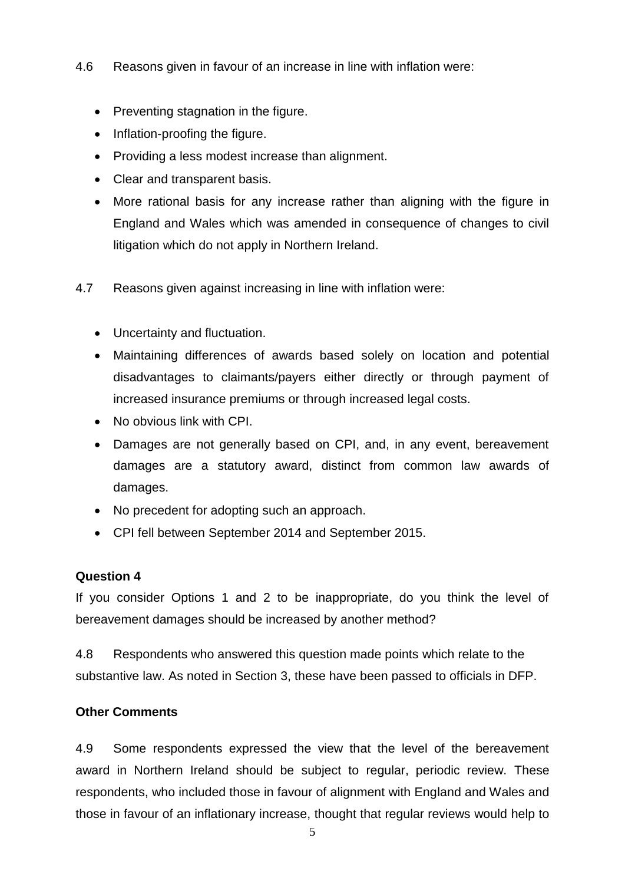4.6 Reasons given in favour of an increase in line with inflation were:

- Preventing stagnation in the figure.
- Inflation-proofing the figure.
- Providing a less modest increase than alignment.
- Clear and transparent basis.
- More rational basis for any increase rather than aligning with the figure in England and Wales which was amended in consequence of changes to civil litigation which do not apply in Northern Ireland.

4.7 Reasons given against increasing in line with inflation were:

- Uncertainty and fluctuation.
- Maintaining differences of awards based solely on location and potential disadvantages to claimants/payers either directly or through payment of increased insurance premiums or through increased legal costs.
- No obvious link with CPI.
- Damages are not generally based on CPI, and, in any event, bereavement damages are a statutory award, distinct from common law awards of damages.
- No precedent for adopting such an approach.
- CPI fell between September 2014 and September 2015.

**Question 4**

If you consider Options 1 and 2 to be inappropriate, do you think the level of bereavement damages should be increased by another method?

4.8 Respondents who answered this question made points which relate to the substantive law. As noted in Section 3, these have been passed to officials in DFP.

**Other Comments**

4.9 Some respondents expressed the view that the level of the bereavement award in Northern Ireland should be subject to regular, periodic review. These respondents, who included those in favour of alignment with England and Wales and those in favour of an inflationary increase, thought that regular reviews would help to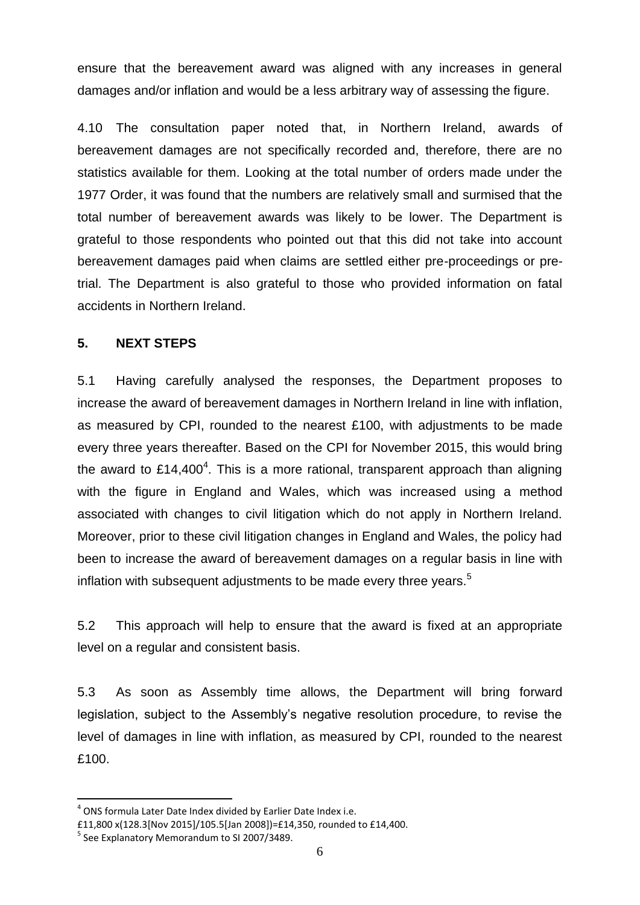ensure that the bereavement award was aligned with any increases in general damages and/or inflation and would be a less arbitrary way of assessing the figure.

4.10 The consultation paper noted that, in Northern Ireland, awards of bereavement damages are not specifically recorded and, therefore, there are no statistics available for them. Looking at the total number of orders made under the 1977 Order, it was found that the numbers are relatively small and surmised that the total number of bereavement awards was likely to be lower. The Department is grateful to those respondents who pointed out that this did not take into account bereavement damages paid when claims are settled either pre-proceedings or pre-trial. The Department is also grateful to those who provided information on fatal accidents in Northern Ireland.

## 5. NEXT STEPS

5.1 Having carefully analysed the responses, the Department proposes to increase the award of bereavement damages in Northern Ireland in line with inflation, as measured by CPI, rounded to the nearest £100, with adjustments to be made every three years thereafter. Based on the CPI for November 2015, this would bring the award to £14,400[4]. This is a more rational, transparent approach than aligning with the figure in England and Wales, which was increased using a method associated with changes to civil litigation which do not apply in Northern Ireland. Moreover, prior to these civil litigation changes in England and Wales, the policy had been to increase the award of bereavement damages on a regular basis in line with inflation with subsequent adjustments to be made every three years.[5]

5.2 This approach will help to ensure that the award is fixed at an appropriate level on a regular and consistent basis.

5.3 As soon as Assembly time allows, the Department will bring forward legislation, subject to the Assembly's negative resolution procedure, to revise the level of damages in line with inflation, as measured by CPI, rounded to the nearest £100.

---

[4] ONS formula Later Date Index divided by Earlier Date Index i.e. £11,800 x(128.3[Nov 2015]/105.5[Jan 2008])=£14,350, rounded to £14,400.

[5] See Explanatory Memorandum to SI 2007/3489.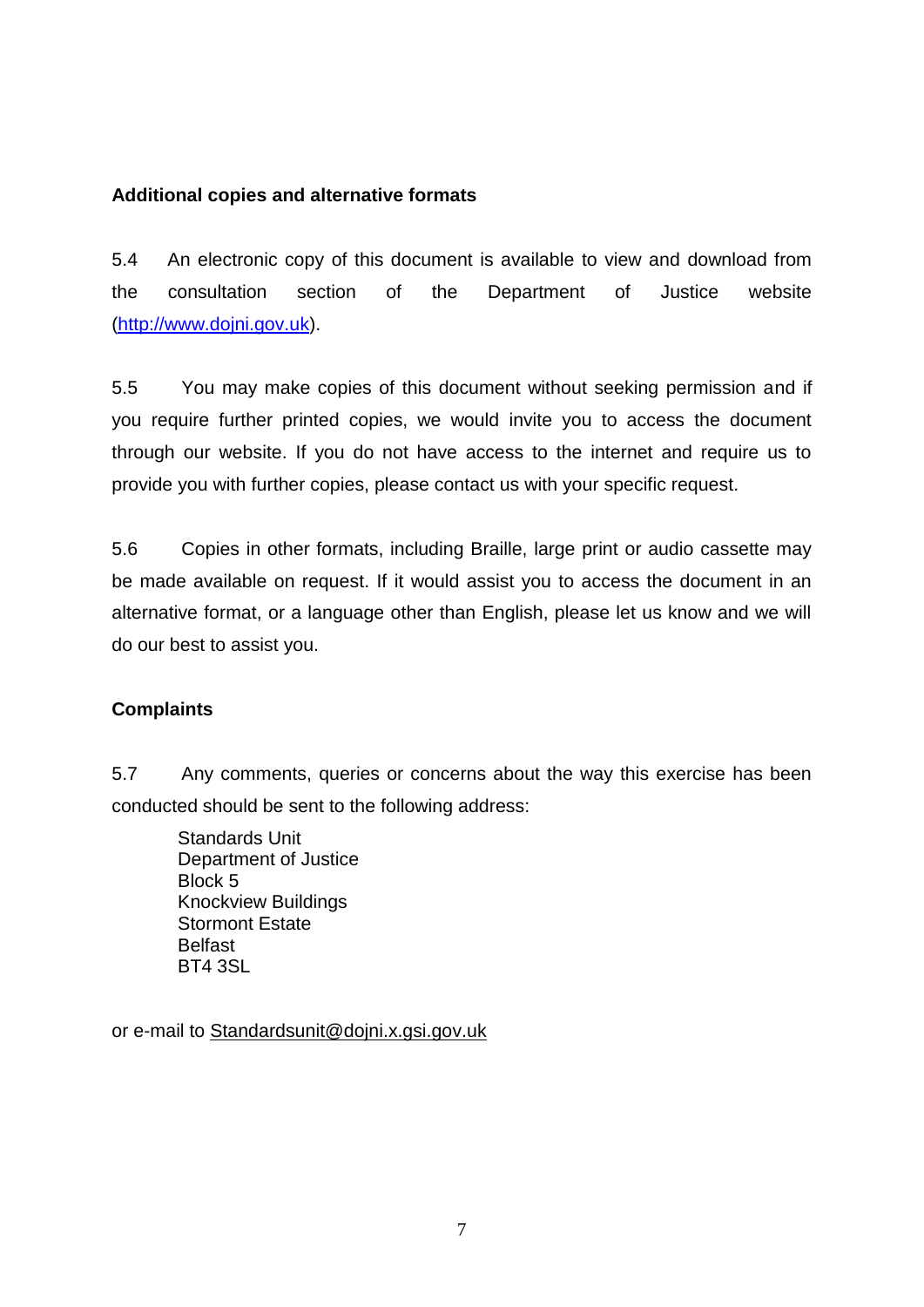**Additional copies and alternative formats**

5.4 An electronic copy of this document is available to view and download from the consultation section of the Department of Justice website (http://www.dojni.gov.uk).

5.5 You may make copies of this document without seeking permission and if you require further printed copies, we would invite you to access the document through our website. If you do not have access to the internet and require us to provide you with further copies, please contact us with your specific request.

5.6 Copies in other formats, including Braille, large print or audio cassette may be made available on request. If it would assist you to access the document in an alternative format, or a language other than English, please let us know and we will do our best to assist you.

**Complaints**

5.7 Any comments, queries or concerns about the way this exercise has been conducted should be sent to the following address:

Standards Unit  
Department of Justice  
Block 5  
Knockview Buildings  
Stormont Estate  
Belfast  
BT4 3SL

or e-mail to Standardsunit@dojni.x.gsi.gov.uk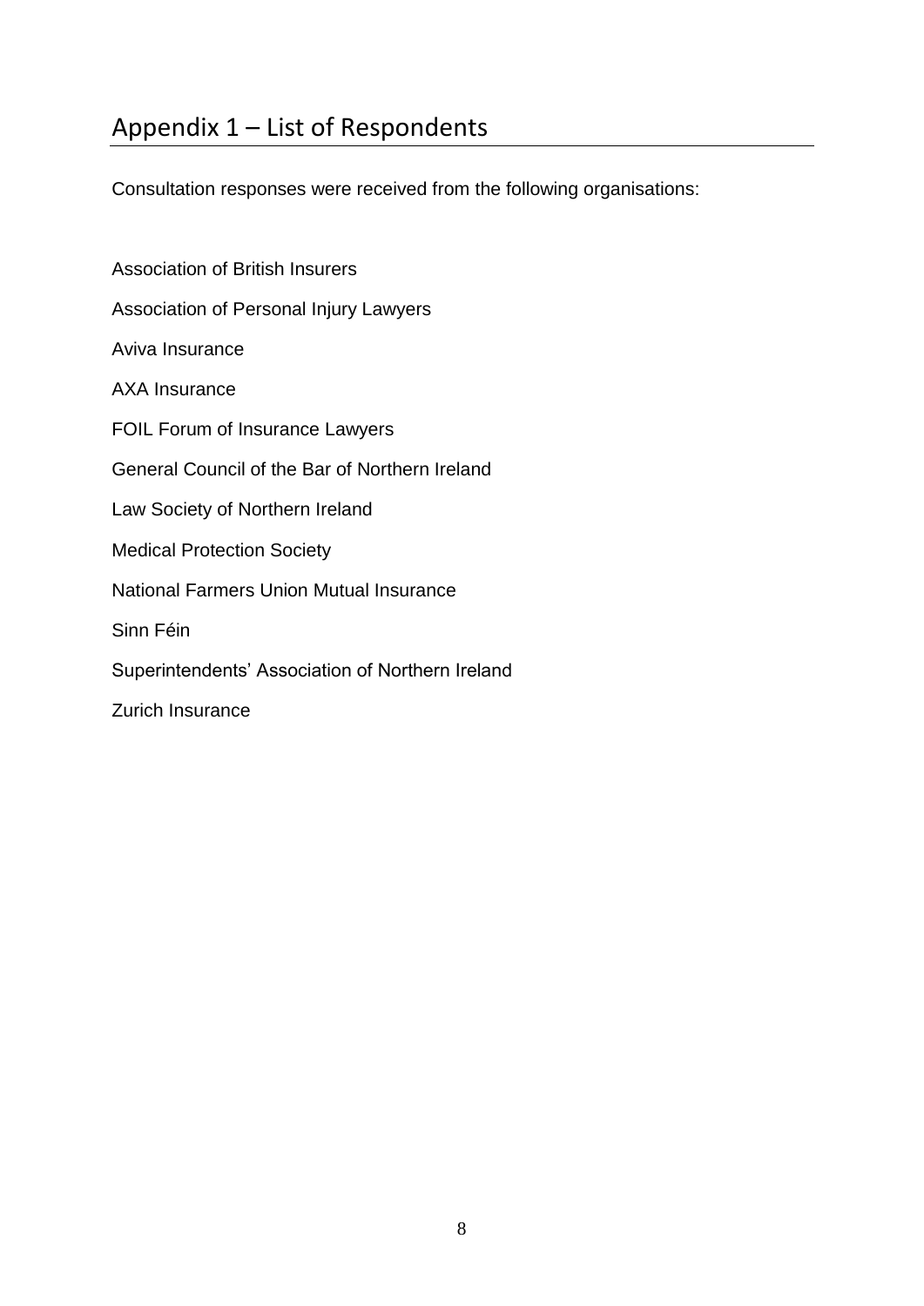# Appendix 1 – List of Respondents

Consultation responses were received from the following organisations:

Association of British Insurers

Association of Personal Injury Lawyers

Aviva Insurance

AXA Insurance

FOIL Forum of Insurance Lawyers

General Council of the Bar of Northern Ireland

Law Society of Northern Ireland

Medical Protection Society

National Farmers Union Mutual Insurance

Sinn Féin

Superintendents' Association of Northern Ireland

Zurich Insurance